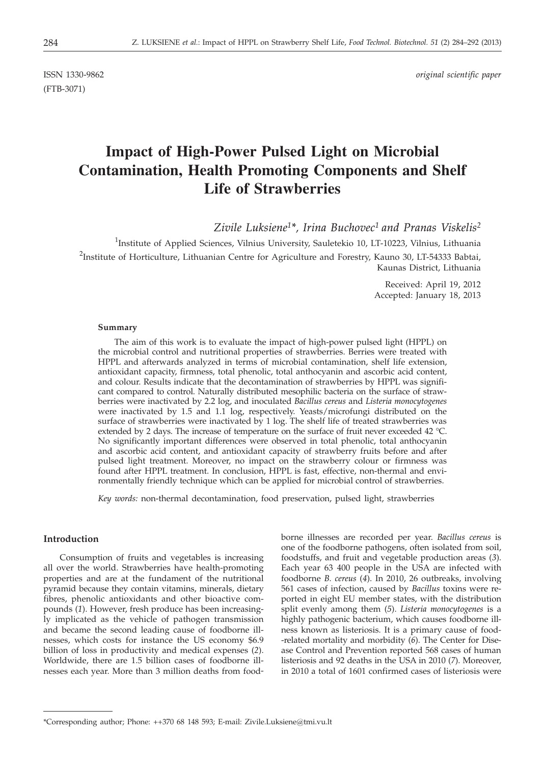ISSN 1330-9862 *original scientific paper*

(FTB-3071)

# Impact of High-Power Pulsed Light on Microbial Contamination, Health Promoting Components and Shelf Life of Strawberries

*Zivile Luksiene[1]\*, Irina Buchovec[1] and Pranas Viskelis[2]*

[1]Institute of Applied Sciences, Vilnius University, Sauletekio 10, LT-10223, Vilnius, Lithuania

[2]Institute of Horticulture, Lithuanian Centre for Agriculture and Forestry, Kauno 30, LT-54333 Babtai, Kaunas District, Lithuania

Received: April 19, 2012
Accepted: January 18, 2013

### Summary

The aim of this work is to evaluate the impact of high-power pulsed light (HPPL) on the microbial control and nutritional properties of strawberries. Berries were treated with HPPL and afterwards analyzed in terms of microbial contamination, shelf life extension, antioxidant capacity, firmness, total phenolic, total anthocyanin and ascorbic acid content, and colour. Results indicate that the decontamination of strawberries by HPPL was significant compared to control. Naturally distributed mesophilic bacteria on the surface of strawberries were inactivated by 2.2 log, and inoculated *Bacillus cereus* and *Listeria monocytogenes* were inactivated by 1.5 and 1.1 log, respectively. Yeasts/microfungi distributed on the surface of strawberries were inactivated by 1 log. The shelf life of treated strawberries was extended by 2 days. The increase of temperature on the surface of fruit never exceeded 42 °C. No significantly important differences were observed in total phenolic, total anthocyanin and ascorbic acid content, and antioxidant capacity of strawberry fruits before and after pulsed light treatment. Moreover, no impact on the strawberry colour or firmness was found after HPPL treatment. In conclusion, HPPL is fast, effective, non-thermal and environmentally friendly technique which can be applied for microbial control of strawberries.

*Key words:* non-thermal decontamination, food preservation, pulsed light, strawberries

## Introduction

Consumption of fruits and vegetables is increasing all over the world. Strawberries have health-promoting properties and are at the fundament of the nutritional pyramid because they contain vitamins, minerals, dietary fibres, phenolic antioxidants and other bioactive compounds (*1*). However, fresh produce has been increasingly implicated as the vehicle of pathogen transmission and became the second leading cause of foodborne illnesses, which costs for instance the US economy $6.9 billion of loss in productivity and medical expenses (*2*). Worldwide, there are 1.5 billion cases of foodborne illnesses each year. More than 3 million deaths from foodborne illnesses are recorded per year. *Bacillus cereus* is one of the foodborne pathogens, often isolated from soil, foodstuffs, and fruit and vegetable production areas (*3*). Each year 63 400 people in the USA are infected with foodborne *B. cereus* (*4*). In 2010, 26 outbreaks, involving 561 cases of infection, caused by *Bacillus* toxins were reported in eight EU member states, with the distribution split evenly among them (*5*). *Listeria monocytogenes* is a highly pathogenic bacterium, which causes foodborne illness known as listeriosis. It is a primary cause of food-related mortality and morbidity (*6*). The Center for Disease Control and Prevention reported 568 cases of human listeriosis and 92 deaths in the USA in 2010 (*7*). Moreover, in 2010 a total of 1601 confirmed cases of listeriosis were

\*Corresponding author; Phone: ++370 68 148 593; E-mail: Zivile.Luksiene@tmi.vu.lt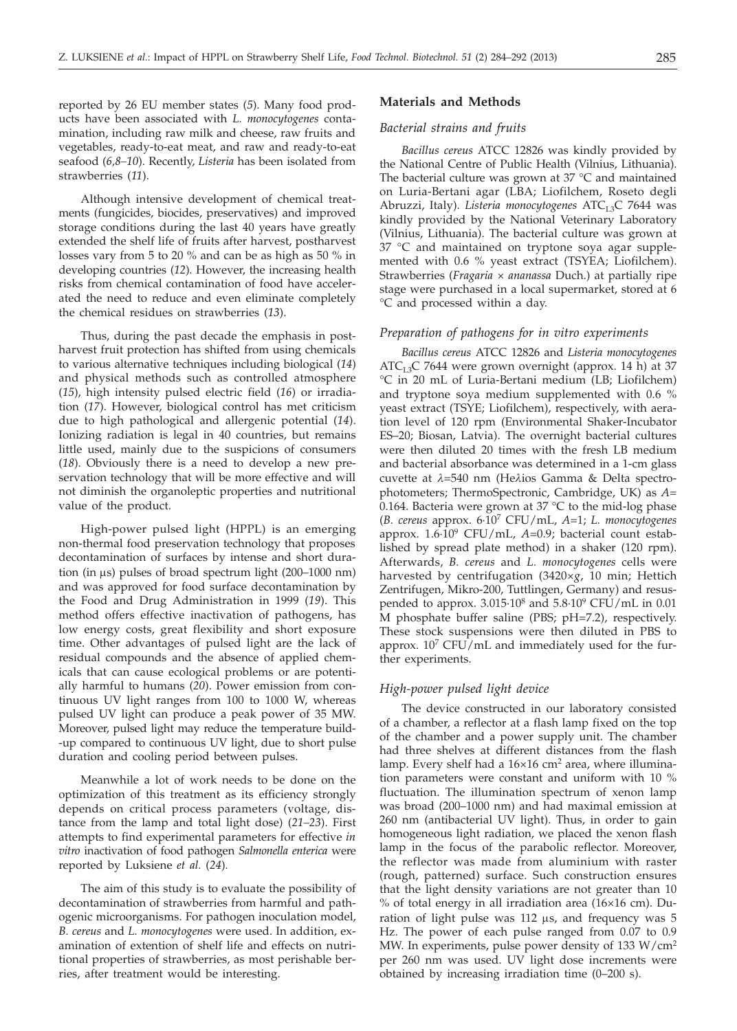reported by 26 EU member states (*5*). Many food products have been associated with *L. monocytogenes* contamination, including raw milk and cheese, raw fruits and vegetables, ready-to-eat meat, and raw and ready-to-eat seafood (*6,8–10*). Recently, *Listeria* has been isolated from strawberries (*11*).

Although intensive development of chemical treatments (fungicides, biocides, preservatives) and improved storage conditions during the last 40 years have greatly extended the shelf life of fruits after harvest, postharvest losses vary from 5 to 20 % and can be as high as 50 % in developing countries (*12*). However, the increasing health risks from chemical contamination of food have accelerated the need to reduce and even eliminate completely the chemical residues on strawberries (*13*).

Thus, during the past decade the emphasis in postharvest fruit protection has shifted from using chemicals to various alternative techniques including biological (*14*) and physical methods such as controlled atmosphere (*15*), high intensity pulsed electric field (*16*) or irradiation (*17*). However, biological control has met criticism due to high pathological and allergenic potential (*14*). Ionizing radiation is legal in 40 countries, but remains little used, mainly due to the suspicions of consumers (*18*). Obviously there is a need to develop a new preservation technology that will be more effective and will not diminish the organoleptic properties and nutritional value of the product.

High-power pulsed light (HPPL) is an emerging non-thermal food preservation technology that proposes decontamination of surfaces by intense and short duration (in μs) pulses of broad spectrum light (200–1000 nm) and was approved for food surface decontamination by the Food and Drug Administration in 1999 (*19*). This method offers effective inactivation of pathogens, has low energy costs, great flexibility and short exposure time. Other advantages of pulsed light are the lack of residual compounds and the absence of applied chemicals that can cause ecological problems or are potentially harmful to humans (*20*). Power emission from continuous UV light ranges from 100 to 1000 W, whereas pulsed UV light can produce a peak power of 35 MW. Moreover, pulsed light may reduce the temperature build-up compared to continuous UV light, due to short pulse duration and cooling period between pulses.

Meanwhile a lot of work needs to be done on the optimization of this treatment as its efficiency strongly depends on critical process parameters (voltage, distance from the lamp and total light dose) (*21–23*). First attempts to find experimental parameters for effective *in vitro* inactivation of food pathogen *Salmonella enterica* were reported by Luksiene *et al.* (*24*).

The aim of this study is to evaluate the possibility of decontamination of strawberries from harmful and pathogenic microorganisms. For pathogen inoculation model, *B. cereus* and *L. monocytogenes* were used. In addition, examination of extention of shelf life and effects on nutritional properties of strawberries, as most perishable berries, after treatment would be interesting.

## Materials and Methods

### *Bacterial strains and fruits*

*Bacillus cereus* ATCC 12826 was kindly provided by the National Centre of Public Health (Vilnius, Lithuania). The bacterial culture was grown at 37 °C and maintained on Luria-Bertani agar (LBA; Liofilchem, Roseto degli Abruzzi, Italy). *Listeria monocytogenes* $ATC_{L3}C$ 7644 was kindly provided by the National Veterinary Laboratory (Vilnius, Lithuania). The bacterial culture was grown at 37 °C and maintained on tryptone soya agar supplemented with 0.6 % yeast extract (TSYEA; Liofilchem). Strawberries (*Fragaria* × *ananassa* Duch.) at partially ripe stage were purchased in a local supermarket, stored at 6 °C and processed within a day.

### *Preparation of pathogens for in vitro experiments*

*Bacillus cereus* ATCC 12826 and *Listeria monocytogenes* $ATC_{L3}C$ 7644 were grown overnight (approx. 14 h) at 37 °C in 20 mL of Luria-Bertani medium (LB; Liofilchem) and tryptone soya medium supplemented with 0.6 % yeast extract (TSYE; Liofilchem), respectively, with aeration level of 120 rpm (Environmental Shaker-Incubator ES–20; Biosan, Latvia). The overnight bacterial cultures were then diluted 20 times with the fresh LB medium and bacterial absorbance was determined in a 1-cm glass cuvette at $\lambda$=540 nm (He$\lambda$ios Gamma & Delta spectrophotometers; ThermoSpectronic, Cambridge, UK) as $A$=0.164. Bacteria were grown at 37 °C to the mid-log phase (*B. cereus* approx. $6\cdot10^7$ CFU/mL, $A$=1; *L. monocytogenes* approx. $1.6\cdot10^9$ CFU/mL, $A$=0.9; bacterial count established by spread plate method) in a shaker (120 rpm). Afterwards, *B. cereus* and *L. monocytogenes* cells were harvested by centrifugation (3420×*g*, 10 min; Hettich Zentrifugen, Mikro-200, Tuttlingen, Germany) and resuspended to approx. $3.015\cdot10^8$ and $5.8\cdot10^9$ CFU/mL in 0.01 M phosphate buffer saline (PBS; pH=7.2), respectively. These stock suspensions were then diluted in PBS to approx. $10^7$ CFU/mL and immediately used for the further experiments.

### *High-power pulsed light device*

The device constructed in our laboratory consisted of a chamber, a reflector at a flash lamp fixed on the top of the chamber and a power supply unit. The chamber had three shelves at different distances from the flash lamp. Every shelf had a 16×16 $cm^2$ area, where illumination parameters were constant and uniform with 10 % fluctuation. The illumination spectrum of xenon lamp was broad (200–1000 nm) and had maximal emission at 260 nm (antibacterial UV light). Thus, in order to gain homogeneous light radiation, we placed the xenon flash lamp in the focus of the parabolic reflector. Moreover, the reflector was made from aluminium with raster (rough, patterned) surface. Such construction ensures that the light density variations are not greater than 10 % of total energy in all irradiation area (16×16 cm). Duration of light pulse was 112 μs, and frequency was 5 Hz. The power of each pulse ranged from 0.07 to 0.9 MW. In experiments, pulse power density of 133 W/$cm^2$ per 260 nm was used. UV light dose increments were obtained by increasing irradiation time (0–200 s).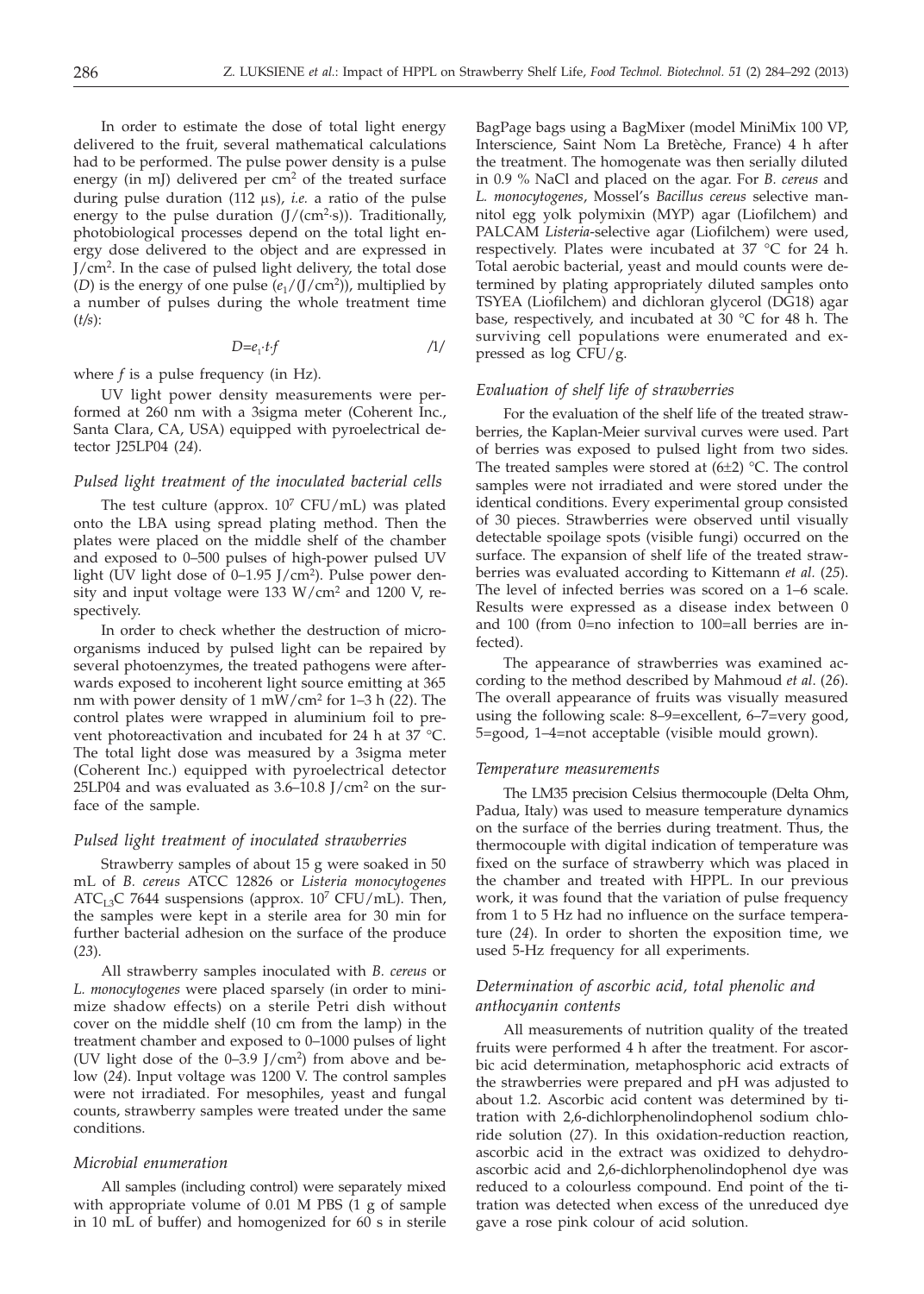In order to estimate the dose of total light energy delivered to the fruit, several mathematical calculations had to be performed. The pulse power density is a pulse energy (in mJ) delivered per $cm^2$ of the treated surface during pulse duration (112 μs), *i.e.* a ratio of the pulse energy to the pulse duration ($J/(cm^2{\cdot}s)$). Traditionally, photobiological processes depend on the total light energy dose delivered to the object and are expressed in $J/cm^2$. In the case of pulsed light delivery, the total dose ($D$) is the energy of one pulse ($e_1/(J/cm^2)$), multiplied by a number of pulses during the whole treatment time ($t/s$):

$$D = e_1 \cdot t \cdot f \qquad /1/$$

where $f$ is a pulse frequency (in Hz).

UV light power density measurements were performed at 260 nm with a 3sigma meter (Coherent Inc., Santa Clara, CA, USA) equipped with pyroelectrical detector J25LP04 (*24*).

### *Pulsed light treatment of the inoculated bacterial cells*

The test culture (approx. $10^7$ CFU/mL) was plated onto the LBA using spread plating method. Then the plates were placed on the middle shelf of the chamber and exposed to 0–500 pulses of high-power pulsed UV light (UV light dose of 0–1.95 $J/cm^2$). Pulse power density and input voltage were 133 $W/cm^2$ and 1200 V, respectively.

In order to check whether the destruction of microorganisms induced by pulsed light can be repaired by several photoenzymes, the treated pathogens were afterwards exposed to incoherent light source emitting at 365 nm with power density of 1 $mW/cm^2$ for 1–3 h (*22*). The control plates were wrapped in aluminium foil to prevent photoreactivation and incubated for 24 h at 37 °C. The total light dose was measured by a 3sigma meter (Coherent Inc.) equipped with pyroelectrical detector 25LP04 and was evaluated as 3.6–10.8 $J/cm^2$ on the surface of the sample.

### *Pulsed light treatment of inoculated strawberries*

Strawberry samples of about 15 g were soaked in 50 mL of *B. cereus* ATCC 12826 or *Listeria monocytogenes* $ATC_{L3}C$ 7644 suspensions (approx. $10^7$ CFU/mL). Then, the samples were kept in a sterile area for 30 min for further bacterial adhesion on the surface of the produce (*23*).

All strawberry samples inoculated with *B. cereus* or *L. monocytogenes* were placed sparsely (in order to minimize shadow effects) on a sterile Petri dish without cover on the middle shelf (10 cm from the lamp) in the treatment chamber and exposed to 0–1000 pulses of light (UV light dose of the 0–3.9 $J/cm^2$) from above and below (*24*). Input voltage was 1200 V. The control samples were not irradiated. For mesophiles, yeast and fungal counts, strawberry samples were treated under the same conditions.

### *Microbial enumeration*

All samples (including control) were separately mixed with appropriate volume of 0.01 M PBS (1 g of sample in 10 mL of buffer) and homogenized for 60 s in sterile BagPage bags using a BagMixer (model MiniMix 100 VP, Interscience, Saint Nom La Bretèche, France) 4 h after the treatment. The homogenate was then serially diluted in 0.9 % NaCl and placed on the agar. For *B. cereus* and *L. monocytogenes*, Mossel's *Bacillus cereus* selective mannitol egg yolk polymixin (MYP) agar (Liofilchem) and PALCAM *Listeria*-selective agar (Liofilchem) were used, respectively. Plates were incubated at 37 °C for 24 h. Total aerobic bacterial, yeast and mould counts were determined by plating appropriately diluted samples onto TSYEA (Liofilchem) and dichloran glycerol (DG18) agar base, respectively, and incubated at 30 °C for 48 h. The surviving cell populations were enumerated and expressed as log CFU/g.

### *Evaluation of shelf life of strawberries*

For the evaluation of the shelf life of the treated strawberries, the Kaplan-Meier survival curves were used. Part of berries was exposed to pulsed light from two sides. The treated samples were stored at (6±2) °C. The control samples were not irradiated and were stored under the identical conditions. Every experimental group consisted of 30 pieces. Strawberries were observed until visually detectable spoilage spots (visible fungi) occurred on the surface. The expansion of shelf life of the treated strawberries was evaluated according to Kittemann *et al.* (*25*). The level of infected berries was scored on a 1–6 scale. Results were expressed as a disease index between 0 and 100 (from 0=no infection to 100=all berries are infected).

The appearance of strawberries was examined according to the method described by Mahmoud *et al.* (*26*). The overall appearance of fruits was visually measured using the following scale: 8–9=excellent, 6–7=very good, 5=good, 1–4=not acceptable (visible mould grown).

### *Temperature measurements*

The LM35 precision Celsius thermocouple (Delta Ohm, Padua, Italy) was used to measure temperature dynamics on the surface of the berries during treatment. Thus, the thermocouple with digital indication of temperature was fixed on the surface of strawberry which was placed in the chamber and treated with HPPL. In our previous work, it was found that the variation of pulse frequency from 1 to 5 Hz had no influence on the surface temperature (*24*). In order to shorten the exposition time, we used 5-Hz frequency for all experiments.

### *Determination of ascorbic acid, total phenolic and anthocyanin contents*

All measurements of nutrition quality of the treated fruits were performed 4 h after the treatment. For ascorbic acid determination, metaphosphoric acid extracts of the strawberries were prepared and pH was adjusted to about 1.2. Ascorbic acid content was determined by titration with 2,6-dichlorphenolindophenol sodium chloride solution (*27*). In this oxidation-reduction reaction, ascorbic acid in the extract was oxidized to dehydroascorbic acid and 2,6-dichlorphenolindophenol dye was reduced to a colourless compound. End point of the titration was detected when excess of the unreduced dye gave a rose pink colour of acid solution.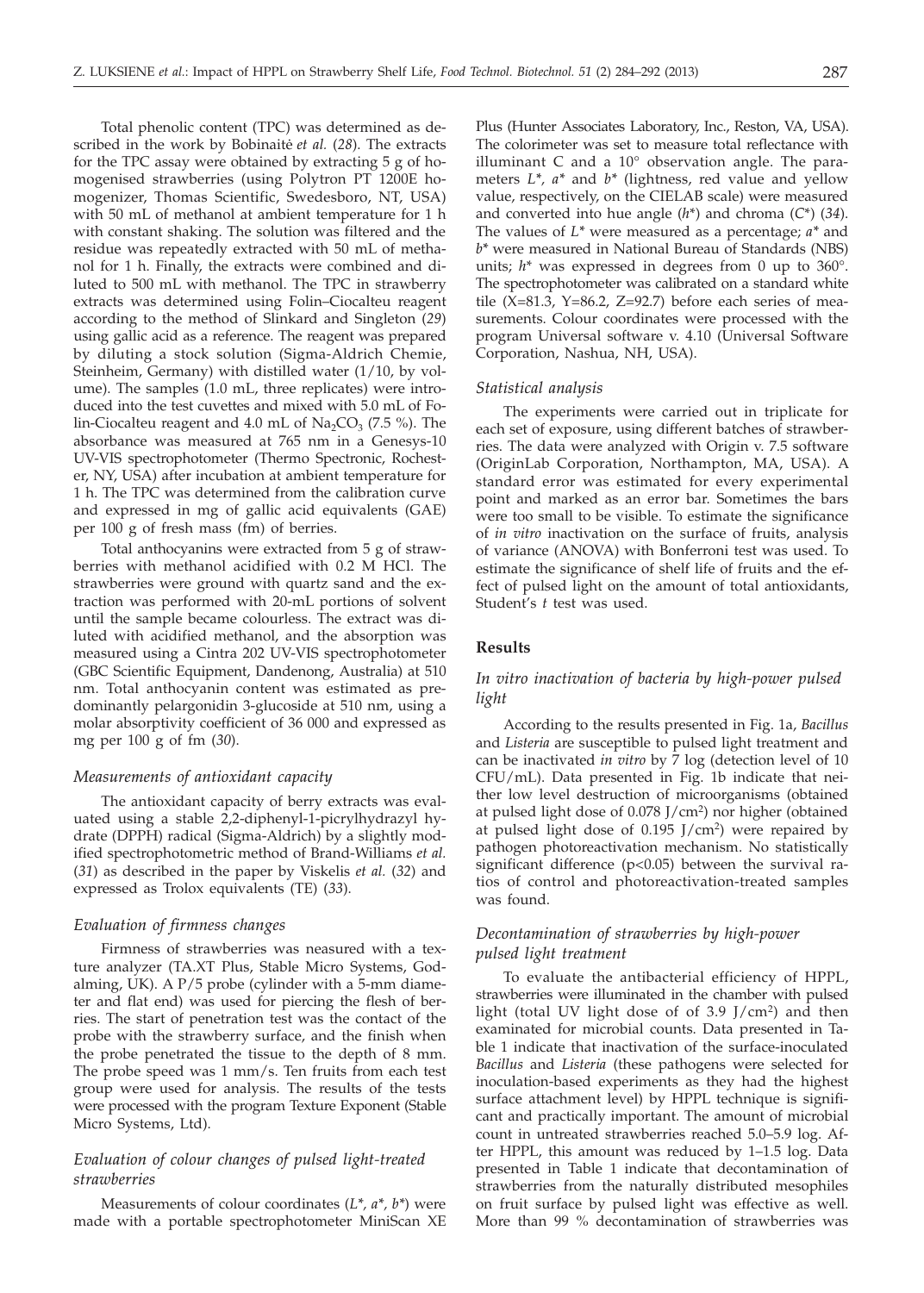Total phenolic content (TPC) was determined as described in the work by Bobinaitė *et al.* (*28*). The extracts for the TPC assay were obtained by extracting 5 g of homogenised strawberries (using Polytron PT 1200E homogenizer, Thomas Scientific, Swedesboro, NT, USA) with 50 mL of methanol at ambient temperature for 1 h with constant shaking. The solution was filtered and the residue was repeatedly extracted with 50 mL of methanol for 1 h. Finally, the extracts were combined and diluted to 500 mL with methanol. The TPC in strawberry extracts was determined using Folin–Ciocalteu reagent according to the method of Slinkard and Singleton (*29*) using gallic acid as a reference. The reagent was prepared by diluting a stock solution (Sigma-Aldrich Chemie, Steinheim, Germany) with distilled water (1/10, by volume). The samples (1.0 mL, three replicates) were introduced into the test cuvettes and mixed with 5.0 mL of Folin-Ciocalteu reagent and 4.0 mL of $Na_2CO_3$ (7.5 %). The absorbance was measured at 765 nm in a Genesys-10 UV-VIS spectrophotometer (Thermo Spectronic, Rochester, NY, USA) after incubation at ambient temperature for 1 h. The TPC was determined from the calibration curve and expressed in mg of gallic acid equivalents (GAE) per 100 g of fresh mass (fm) of berries.

Total anthocyanins were extracted from 5 g of strawberries with methanol acidified with 0.2 M HCl. The strawberries were ground with quartz sand and the extraction was performed with 20-mL portions of solvent until the sample became colourless. The extract was diluted with acidified methanol, and the absorption was measured using a Cintra 202 UV-VIS spectrophotometer (GBC Scientific Equipment, Dandenong, Australia) at 510 nm. Total anthocyanin content was estimated as predominantly pelargonidin 3-glucoside at 510 nm, using a molar absorptivity coefficient of 36 000 and expressed as mg per 100 g of fm (*30*).

### *Measurements of antioxidant capacity*

The antioxidant capacity of berry extracts was evaluated using a stable 2,2-diphenyl-1-picrylhydrazyl hydrate (DPPH) radical (Sigma-Aldrich) by a slightly modified spectrophotometric method of Brand-Williams *et al.* (*31*) as described in the paper by Viskelis *et al.* (*32*) and expressed as Trolox equivalents (TE) (*33*).

### *Evaluation of firmness changes*

Firmness of strawberries was neasured with a texture analyzer (TA.XT Plus, Stable Micro Systems, Godalming, UK). A P/5 probe (cylinder with a 5-mm diameter and flat end) was used for piercing the flesh of berries. The start of penetration test was the contact of the probe with the strawberry surface, and the finish when the probe penetrated the tissue to the depth of 8 mm. The probe speed was 1 mm/s. Ten fruits from each test group were used for analysis. The results of the tests were processed with the program Texture Exponent (Stable Micro Systems, Ltd).

### *Evaluation of colour changes of pulsed light-treated strawberries*

Measurements of colour coordinates ($L^*$, $a^*$, $b^*$) were made with a portable spectrophotometer MiniScan XE Plus (Hunter Associates Laboratory, Inc., Reston, VA, USA). The colorimeter was set to measure total reflectance with illuminant C and a 10° observation angle. The parameters $L^*$, $a^*$ and $b^*$ (lightness, red value and yellow value, respectively, on the CIELAB scale) were measured and converted into hue angle ($h^*$) and chroma ($C^*$) (*34*). The values of $L^*$ were measured as a percentage; $a^*$ and $b^*$ were measured in National Bureau of Standards (NBS) units; $h^*$ was expressed in degrees from 0 up to 360°. The spectrophotometer was calibrated on a standard white tile (X=81.3, Y=86.2, Z=92.7) before each series of measurements. Colour coordinates were processed with the program Universal software v. 4.10 (Universal Software Corporation, Nashua, NH, USA).

### *Statistical analysis*

The experiments were carried out in triplicate for each set of exposure, using different batches of strawberries. The data were analyzed with Origin v. 7.5 software (OriginLab Corporation, Northampton, MA, USA). A standard error was estimated for every experimental point and marked as an error bar. Sometimes the bars were too small to be visible. To estimate the significance of *in vitro* inactivation on the surface of fruits, analysis of variance (ANOVA) with Bonferroni test was used. To estimate the significance of shelf life of fruits and the effect of pulsed light on the amount of total antioxidants, Student's *t* test was used.

## Results

### *In vitro inactivation of bacteria by high-power pulsed light*

According to the results presented in Fig. 1a, *Bacillus* and *Listeria* are susceptible to pulsed light treatment and can be inactivated *in vitro* by 7 log (detection level of 10 CFU/mL). Data presented in Fig. 1b indicate that neither low level destruction of microorganisms (obtained at pulsed light dose of 0.078 J/cm$^2$) nor higher (obtained at pulsed light dose of 0.195 J/cm$^2$) were repaired by pathogen photoreactivation mechanism. No statistically significant difference ($p<0.05$) between the survival ratios of control and photoreactivation-treated samples was found.

### *Decontamination of strawberries by high-power pulsed light treatment*

To evaluate the antibacterial efficiency of HPPL, strawberries were illuminated in the chamber with pulsed light (total UV light dose of of 3.9 J/cm$^2$) and then examined for microbial counts. Data presented in Table 1 indicate that inactivation of the surface-inoculated *Bacillus* and *Listeria* (these pathogens were selected for inoculation-based experiments as they had the highest surface attachment level) by HPPL technique is significant and practically important. The amount of microbial count in untreated strawberries reached 5.0–5.9 log. After HPPL, this amount was reduced by 1–1.5 log. Data presented in Table 1 indicate that decontamination of strawberries from the naturally distributed mesophiles on fruit surface by pulsed light was effective as well. More than 99 % decontamination of strawberries was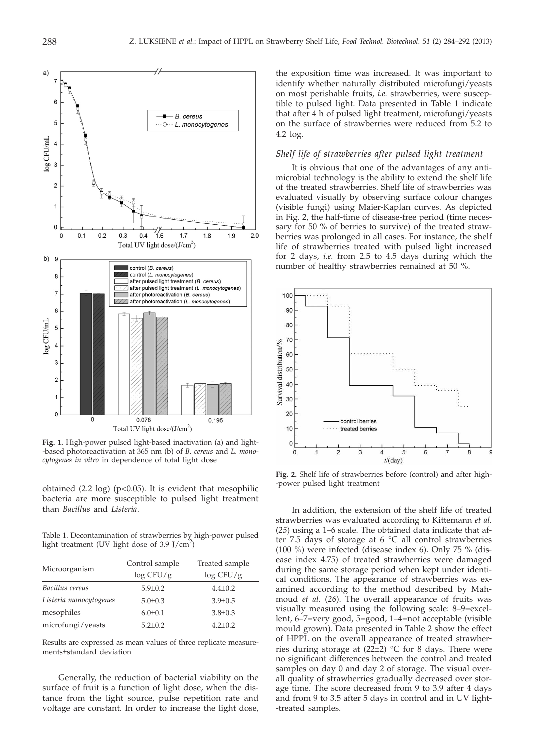**Fig. 1.** High-power pulsed light-based inactivation (a) and light-based photoreactivation at 365 nm (b) of *B. cereus* and *L. monocytogenes in vitro* in dependence of total light dose

obtained (2.2 log) ($p<0.05$). It is evident that mesophilic bacteria are more susceptible to pulsed light treatment than *Bacillus* and *Listeria*.

Table 1. Decontamination of strawberries by high-power pulsed light treatment (UV light dose of 3.9 J/cm$^2$)

| Microorganism | Control sample log CFU/g | Treated sample log CFU/g |
|---|---|---|
| *Bacillus cereus* | 5.9±0.2 | 4.4±0.2 |
| *Listeria monocytogenes* | 5.0±0.3 | 3.9±0.5 |
| mesophiles | 6.0±0.1 | 3.8±0.3 |
| microfungi/yeasts | 5.2±0.2 | 4.2±0.2 |

Results are expressed as mean values of three replicate measurements±standard deviation

Generally, the reduction of bacterial viability on the surface of fruit is a function of light dose, when the distance from the light source, pulse repetition rate and voltage are constant. In order to increase the light dose, the exposition time was increased. It was important to identify whether naturally distributed microfungi/yeasts on most perishable fruits, *i.e.* strawberries, were susceptible to pulsed light. Data presented in Table 1 indicate that after 4 h of pulsed light treatment, microfungi/yeasts on the surface of strawberries were reduced from 5.2 to 4.2 log.

### *Shelf life of strawberries after pulsed light treatment*

It is obvious that one of the advantages of any antimicrobial technology is the ability to extend the shelf life of the treated strawberries. Shelf life of strawberries was evaluated visually by observing surface colour changes (visible fungi) using Maier-Kaplan curves. As depicted in Fig. 2, the half-time of disease-free period (time necessary for 50 % of berries to survive) of the treated strawberries was prolonged in all cases. For instance, the shelf life of strawberries treated with pulsed light increased for 2 days, *i.e.* from 2.5 to 4.5 days during which the number of healthy strawberries remained at 50 %.

**Fig. 2.** Shelf life of strawberries before (control) and after high-power pulsed light treatment

In addition, the extension of the shelf life of treated strawberries was evaluated according to Kittemann *et al.* (*25*) using a 1–6 scale. The obtained data indicate that after 7.5 days of storage at 6 °C all control strawberries (100 %) were infected (disease index 6). Only 75 % (disease index 4.75) of treated strawberries were damaged during the same storage period when kept under identical conditions. The appearance of strawberries was examined according to the method described by Mahmoud *et al*. (*26*). The overall appearance of fruits was visually measured using the following scale: 8–9=excellent, 6–7=very good, 5=good, 1–4=not acceptable (visible mould grown). Data presented in Table 2 show the effect of HPPL on the overall appearance of treated strawberries during storage at (22±2) °C for 8 days. There were no significant differences between the control and treated samples on day 0 and day 2 of storage. The visual overall quality of strawberries gradually decreased over storage time. The score decreased from 9 to 3.9 after 4 days and from 9 to 3.5 after 5 days in control and in UV light-treated samples.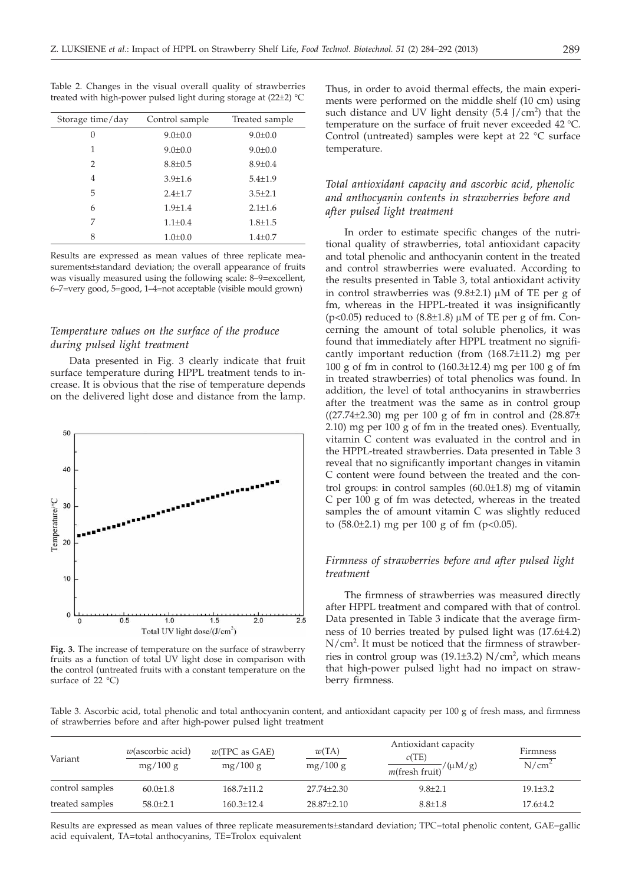Table 2. Changes in the visual overall quality of strawberries treated with high-power pulsed light during storage at (22±2) °C

| Storage time/day | Control sample | Treated sample |
|---|---|---|
| 0 | 9.0±0.0 | 9.0±0.0 |
| 1 | 9.0±0.0 | 9.0±0.0 |
| 2 | 8.8±0.5 | 8.9±0.4 |
| 4 | 3.9±1.6 | 5.4±1.9 |
| 5 | 2.4±1.7 | 3.5±2.1 |
| 6 | 1.9±1.4 | 2.1±1.6 |
| 7 | 1.1±0.4 | 1.8±1.5 |
| 8 | 1.0±0.0 | 1.4±0.7 |

Results are expressed as mean values of three replicate measurements±standard deviation; the overall appearance of fruits was visually measured using the following scale: 8–9=excellent, 6–7=very good, 5=good, 1–4=not acceptable (visible mould grown)

### *Temperature values on the surface of the produce during pulsed light treatment*

Data presented in Fig. 3 clearly indicate that fruit surface temperature during HPPL treatment tends to increase. It is obvious that the rise of temperature depends on the delivered light dose and distance from the lamp.

**Fig. 3.** The increase of temperature on the surface of strawberry fruits as a function of total UV light dose in comparison with the control (untreated fruits with a constant temperature on the surface of 22 °C)

Thus, in order to avoid thermal effects, the main experiments were performed on the middle shelf (10 cm) using such distance and UV light density (5.4 J/cm$^2$) that the temperature on the surface of fruit never exceeded 42 °C. Control (untreated) samples were kept at 22 °C surface temperature.

### *Total antioxidant capacity and ascorbic acid, phenolic and anthocyanin contents in strawberries before and after pulsed light treatment*

In order to estimate specific changes of the nutritional quality of strawberries, total antioxidant capacity and total phenolic and anthocyanin content in the treated and control strawberries were evaluated. According to the results presented in Table 3, total antioxidant activity in control strawberries was (9.8±2.1) μM of TE per g of fm, whereas in the HPPL-treated it was insignificantly ($p<0.05$) reduced to (8.8±1.8) μM of TE per g of fm. Concerning the amount of total soluble phenolics, it was found that immediately after HPPL treatment no significantly important reduction (from (168.7±11.2) mg per 100 g of fm in control to (160.3±12.4) mg per 100 g of fm in treated strawberries) of total phenolics was found. In addition, the level of total anthocyanins in strawberries after the treatment was the same as in control group ((27.74±2.30) mg per 100 g of fm in control and (28.87± 2.10) mg per 100 g of fm in the treated ones). Eventually, vitamin C content was evaluated in the control and in the HPPL-treated strawberries. Data presented in Table 3 reveal that no significantly important changes in vitamin C content were found between the treated and the control groups: in control samples (60.0±1.8) mg of vitamin C per 100 g of fm was detected, whereas in the treated samples the of amount vitamin C was slightly reduced to (58.0±2.1) mg per 100 g of fm ($p<0.05$).

### *Firmness of strawberries before and after pulsed light treatment*

The firmness of strawberries was measured directly after HPPL treatment and compared with that of control. Data presented in Table 3 indicate that the average firmness of 10 berries treated by pulsed light was (17.6±4.2) N/cm$^2$. It must be noticed that the firmness of strawberries in control group was (19.1±3.2) N/cm$^2$, which means that high-power pulsed light had no impact on strawberry firmness.

Table 3. Ascorbic acid, total phenolic and total anthocyanin content, and antioxidant capacity per 100 g of fresh mass, and firmness of strawberries before and after high-power pulsed light treatment

| Variant | $w$(ascorbic acid)/(mg/100 g) | $w$(TPC as GAE)/(mg/100 g) | $w$(TA)/(mg/100 g) | Antioxidant capacity $c$(TE)/$m$(fresh fruit)/(μM/g) | Firmness/(N/cm$^2$) |
|---|---|---|---|---|---|
| control samples | 60.0±1.8 | 168.7±11.2 | 27.74±2.30 | 9.8±2.1 | 19.1±3.2 |
| treated samples | 58.0±2.1 | 160.3±12.4 | 28.87±2.10 | 8.8±1.8 | 17.6±4.2 |

Results are expressed as mean values of three replicate measurements±standard deviation; TPC=total phenolic content, GAE=gallic acid equivalent, TA=total anthocyanins, TE=Trolox equivalent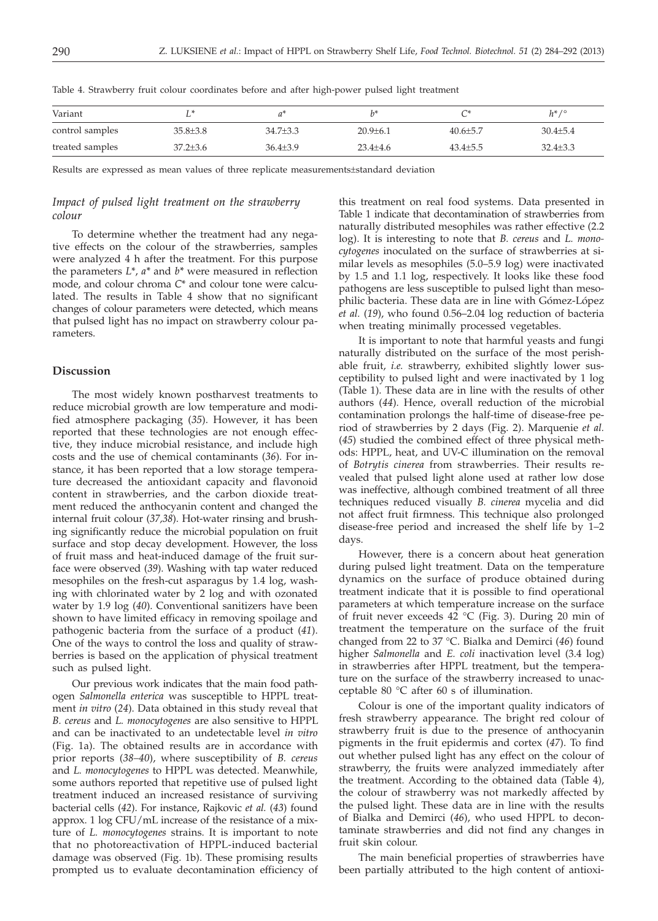Table 4. Strawberry fruit colour coordinates before and after high-power pulsed light treatment

| Variant | $L^*$ | $a^*$ | $b^*$ | $C^*$ | $h^*/°$ |
|---|---|---|---|---|---|
| control samples | 35.8±3.8 | 34.7±3.3 | 20.9±6.1 | 40.6±5.7 | 30.4±5.4 |
| treated samples | 37.2±3.6 | 36.4±3.9 | 23.4±4.6 | 43.4±5.5 | 32.4±3.3 |

Results are expressed as mean values of three replicate measurements±standard deviation

### *Impact of pulsed light treatment on the strawberry colour*

To determine whether the treatment had any negative effects on the colour of the strawberries, samples were analyzed 4 h after the treatment. For this purpose the parameters $L^*$, $a^*$ and $b^*$ were measured in reflection mode, and colour chroma $C^*$ and colour tone were calculated. The results in Table 4 show that no significant changes of colour parameters were detected, which means that pulsed light has no impact on strawberry colour parameters.

## Discussion

The most widely known postharvest treatments to reduce microbial growth are low temperature and modified atmosphere packaging (*35*). However, it has been reported that these technologies are not enough effective, they induce microbial resistance, and include high costs and the use of chemical contaminants (*36*). For instance, it has been reported that a low storage temperature decreased the antioxidant capacity and flavonoid content in strawberries, and the carbon dioxide treatment reduced the anthocyanin content and changed the internal fruit colour (*37,38*). Hot-water rinsing and brushing significantly reduce the microbial population on fruit surface and stop decay development. However, the loss of fruit mass and heat-induced damage of the fruit surface were observed (*39*). Washing with tap water reduced mesophiles on the fresh-cut asparagus by 1.4 log, washing with chlorinated water by 2 log and with ozonated water by 1.9 log (*40*). Conventional sanitizers have been shown to have limited efficacy in removing spoilage and pathogenic bacteria from the surface of a product (*41*). One of the ways to control the loss and quality of strawberries is based on the application of physical treatment such as pulsed light.

Our previous work indicates that the main food pathogen *Salmonella enterica* was susceptible to HPPL treatment *in vitro* (*24*). Data obtained in this study reveal that *B. cereus* and *L. monocytogenes* are also sensitive to HPPL and can be inactivated to an undetectable level *in vitro* (Fig. 1a). The obtained results are in accordance with prior reports (*38–40*), where susceptibility of *B. cereus* and *L. monocytogenes* to HPPL was detected. Meanwhile, some authors reported that repetitive use of pulsed light treatment induced an increased resistance of surviving bacterial cells (*42*). For instance, Rajkovic *et al.* (*43*) found approx. 1 log CFU/mL increase of the resistance of a mixture of *L. monocytogenes* strains. It is important to note that no photoreactivation of HPPL-induced bacterial damage was observed (Fig. 1b). These promising results prompted us to evaluate decontamination efficiency of this treatment on real food systems. Data presented in Table 1 indicate that decontamination of strawberries from naturally distributed mesophiles was rather effective (2.2 log). It is interesting to note that *B. cereus* and *L. monocytogenes* inoculated on the surface of strawberries at similar levels as mesophiles (5.0–5.9 log) were inactivated by 1.5 and 1.1 log, respectively. It looks like these food pathogens are less susceptible to pulsed light than mesophilic bacteria. These data are in line with Gómez-López *et al.* (*19*), who found 0.56–2.04 log reduction of bacteria when treating minimally processed vegetables.

It is important to note that harmful yeasts and fungi naturally distributed on the surface of the most perishable fruit, *i.e.* strawberry, exhibited slightly lower susceptibility to pulsed light and were inactivated by 1 log (Table 1). These data are in line with the results of other authors (*44*). Hence, overall reduction of the microbial contamination prolongs the half-time of disease-free period of strawberries by 2 days (Fig. 2). Marquenie *et al.* (*45*) studied the combined effect of three physical methods: HPPL, heat, and UV-C illumination on the removal of *Botrytis cinerea* from strawberries. Their results revealed that pulsed light alone used at rather low dose was ineffective, although combined treatment of all three techniques reduced visually *B. cinerea* mycelia and did not affect fruit firmness. This technique also prolonged disease-free period and increased the shelf life by 1–2 days.

However, there is a concern about heat generation during pulsed light treatment. Data on the temperature dynamics on the surface of produce obtained during treatment indicate that it is possible to find operational parameters at which temperature increase on the surface of fruit never exceeds 42 °C (Fig. 3). During 20 min of treatment the temperature on the surface of the fruit changed from 22 to 37 °C. Bialka and Demirci (*46*) found higher *Salmonella* and *E. coli* inactivation level (3.4 log) in strawberries after HPPL treatment, but the temperature on the surface of the strawberry increased to unacceptable 80 °C after 60 s of illumination.

Colour is one of the important quality indicators of fresh strawberry appearance. The bright red colour of strawberry fruit is due to the presence of anthocyanin pigments in the fruit epidermis and cortex (*47*). To find out whether pulsed light has any effect on the colour of strawberry, the fruits were analyzed immediately after the treatment. According to the obtained data (Table 4), the colour of strawberry was not markedly affected by the pulsed light. These data are in line with the results of Bialka and Demirci (*46*), who used HPPL to decontaminate strawberries and did not find any changes in fruit skin colour.

The main beneficial properties of strawberries have been partially attributed to the high content of antioxi-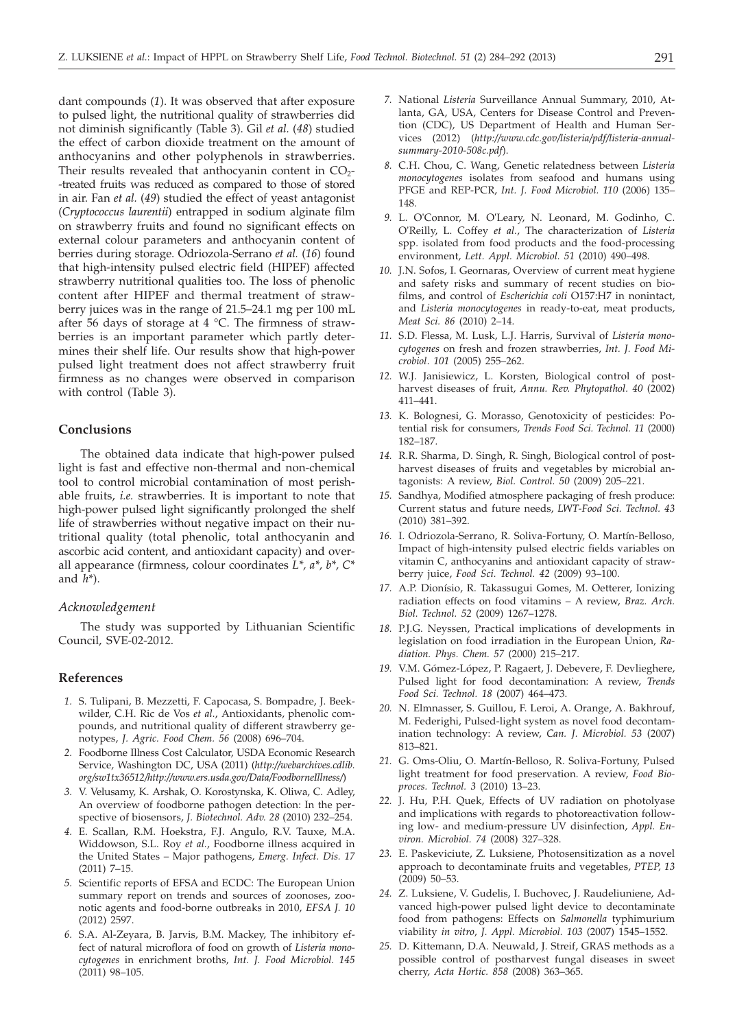dant compounds (*1*). It was observed that after exposure to pulsed light, the nutritional quality of strawberries did not diminish significantly (Table 3). Gil *et al.* (*48*) studied the effect of carbon dioxide treatment on the amount of anthocyanins and other polyphenols in strawberries. Their results revealed that anthocyanin content in $CO_2$-treated fruits was reduced as compared to those of stored in air. Fan *et al.* (*49*) studied the effect of yeast antagonist (*Cryptococcus laurentii*) entrapped in sodium alginate film on strawberry fruits and found no significant effects on external colour parameters and anthocyanin content of berries during storage. Odriozola-Serrano *et al.* (*16*) found that high-intensity pulsed electric field (HIPEF) affected strawberry nutritional qualities too. The loss of phenolic content after HIPEF and thermal treatment of strawberry juices was in the range of 21.5–24.1 mg per 100 mL after 56 days of storage at 4 °C. The firmness of strawberries is an important parameter which partly determines their shelf life. Our results show that high-power pulsed light treatment does not affect strawberry fruit firmness as no changes were observed in comparison with control (Table 3).

## Conclusions

The obtained data indicate that high-power pulsed light is fast and effective non-thermal and non-chemical tool to control microbial contamination of most perishable fruits, *i.e.* strawberries. It is important to note that high-power pulsed light significantly prolonged the shelf life of strawberries without negative impact on their nutritional quality (total phenolic, total anthocyanin and ascorbic acid content, and antioxidant capacity) and overall appearance (firmness, colour coordinates $L^*$, $a^*$, $b^*$, $C^*$ and $h^*$).

### Acknowledgement

The study was supported by Lithuanian Scientific Council, SVE-02-2012.

## References

1. S. Tulipani, B. Mezzetti, F. Capocasa, S. Bompadre, J. Beekwilder, C.H. Ric de Vos *et al.*, Antioxidants, phenolic compounds, and nutritional quality of different strawberry genotypes, *J. Agric. Food Chem. 56* (2008) 696–704.
2. Foodborne Illness Cost Calculator, USDA Economic Research Service, Washington DC, USA (2011) (*http://webarchives.cdlib.org/sw1tx36512/http://www.ers.usda.gov/Data/FoodborneIllness/*)
3. V. Velusamy, K. Arshak, O. Korostynska, K. Oliwa, C. Adley, An overview of foodborne pathogen detection: In the perspective of biosensors, *J. Biotechnol. Adv. 28* (2010) 232–254.
4. E. Scallan, R.M. Hoekstra, F.J. Angulo, R.V. Tauxe, M.A. Widdowson, S.L. Roy *et al.*, Foodborne illness acquired in the United States – Major pathogens, *Emerg. Infect. Dis. 17* (2011) 7–15.
5. Scientific reports of EFSA and ECDC: The European Union summary report on trends and sources of zoonoses, zoonotic agents and food-borne outbreaks in 2010, *EFSA J. 10* (2012) 2597.
6. S.A. Al-Zeyara, B. Jarvis, B.M. Mackey, The inhibitory effect of natural microflora of food on growth of *Listeria monocytogenes* in enrichment broths, *Int. J. Food Microbiol. 145* (2011) 98–105.
7. National *Listeria* Surveillance Annual Summary, 2010, Atlanta, GA, USA, Centers for Disease Control and Prevention (CDC), US Department of Health and Human Services (2012) (*http://www.cdc.gov/listeria/pdf/listeria-annual-summary-2010-508c.pdf*).
8. C.H. Chou, C. Wang, Genetic relatedness between *Listeria monocytogenes* isolates from seafood and humans using PFGE and REP-PCR, *Int. J. Food Microbiol. 110* (2006) 135–148.
9. L. O'Connor, M. O'Leary, N. Leonard, M. Godinho, C. O'Reilly, L. Coffey *et al.*, The characterization of *Listeria* spp. isolated from food products and the food-processing environment, *Lett. Appl. Microbiol. 51* (2010) 490–498.
10. J.N. Sofos, I. Geornaras, Overview of current meat hygiene and safety risks and summary of recent studies on biofilms, and control of *Escherichia coli* O157:H7 in nonintact, and *Listeria monocytogenes* in ready-to-eat, meat products, *Meat Sci. 86* (2010) 2–14.
11. S.D. Flessa, M. Lusk, L.J. Harris, Survival of *Listeria monocytogenes* on fresh and frozen strawberries, *Int. J. Food Microbiol. 101* (2005) 255–262.
12. W.J. Janisiewicz, L. Korsten, Biological control of postharvest diseases of fruit, *Annu. Rev. Phytopathol. 40* (2002) 411–441.
13. K. Bolognesi, G. Morasso, Genotoxicity of pesticides: Potential risk for consumers, *Trends Food Sci. Technol. 11* (2000) 182–187.
14. R.R. Sharma, D. Singh, R. Singh, Biological control of postharvest diseases of fruits and vegetables by microbial antagonists: A review, *Biol. Control. 50* (2009) 205–221.
15. Sandhya, Modified atmosphere packaging of fresh produce: Current status and future needs, *LWT-Food Sci. Technol. 43* (2010) 381–392.
16. I. Odriozola-Serrano, R. Soliva-Fortuny, O. Martín-Belloso, Impact of high-intensity pulsed electric fields variables on vitamin C, anthocyanins and antioxidant capacity of strawberry juice, *Food Sci. Technol. 42* (2009) 93–100.
17. A.P. Dionísio, R. Takassugui Gomes, M. Oetterer, Ionizing radiation effects on food vitamins – A review, *Braz. Arch. Biol. Technol. 52* (2009) 1267–1278.
18. P.J.G. Neyssen, Practical implications of developments in legislation on food irradiation in the European Union, *Radiation. Phys. Chem. 57* (2000) 215–217.
19. V.M. Gómez-López, P. Ragaert, J. Debevere, F. Devlieghere, Pulsed light for food decontamination: A review, *Trends Food Sci. Technol. 18* (2007) 464–473.
20. N. Elmnasser, S. Guillou, F. Leroi, A. Orange, A. Bakhrouf, M. Federighi, Pulsed-light system as novel food decontamination technology: A review, *Can. J. Microbiol. 53* (2007) 813–821.
21. G. Oms-Oliu, O. Martín-Belloso, R. Soliva-Fortuny, Pulsed light treatment for food preservation. A review, *Food Bioproces. Technol. 3* (2010) 13–23.
22. J. Hu, P.H. Quek, Effects of UV radiation on photolyase and implications with regards to photoreactivation following low- and medium-pressure UV disinfection, *Appl. Environ. Microbiol. 74* (2008) 327–328.
23. E. Paskeviciute, Z. Luksiene, Photosensitization as a novel approach to decontaminate fruits and vegetables, *PTEP, 13* (2009) 50–53.
24. Z. Luksiene, V. Gudelis, I. Buchovec, J. Raudeliuniene, Advanced high-power pulsed light device to decontaminate food from pathogens: Effects on *Salmonella* typhimurium viability *in vitro*, *J. Appl. Microbiol. 103* (2007) 1545–1552.
25. D. Kittemann, D.A. Neuwald, J. Streif, GRAS methods as a possible control of postharvest fungal diseases in sweet cherry, *Acta Hortic. 858* (2008) 363–365.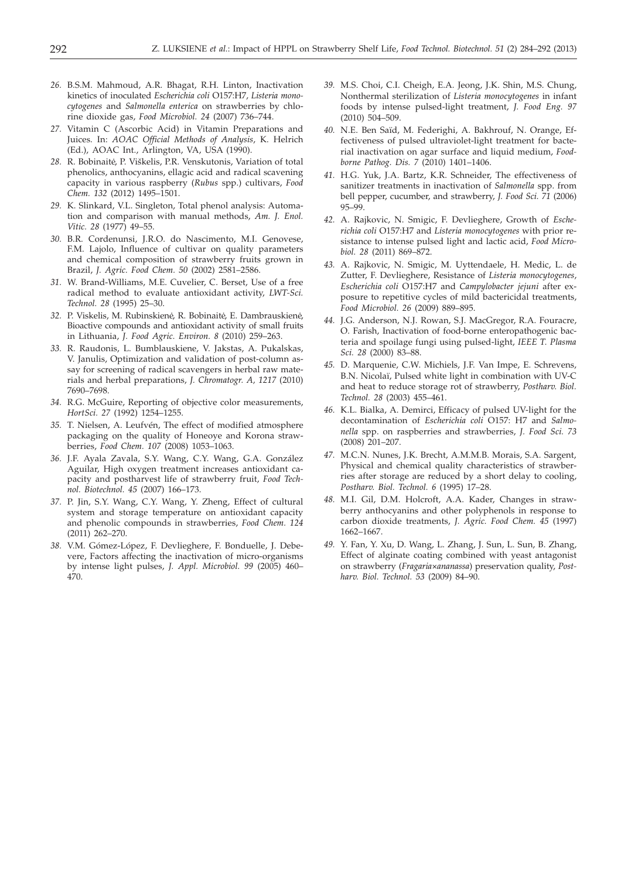26. B.S.M. Mahmoud, A.R. Bhagat, R.H. Linton, Inactivation kinetics of inoculated *Escherichia coli* O157:H7, *Listeria monocytogenes* and *Salmonella enterica* on strawberries by chlorine dioxide gas, *Food Microbiol. 24* (2007) 736–744.

27. Vitamin C (Ascorbic Acid) in Vitamin Preparations and Juices. In: *AOAC Official Methods of Analysis*, K. Helrich (Ed.), AOAC Int., Arlington, VA, USA (1990).

28. R. Bobinaitė, P. Viškelis, P.R. Venskutonis, Variation of total phenolics, anthocyanins, ellagic acid and radical scavening capacity in various raspberry (*Rubus* spp.) cultivars, *Food Chem. 132* (2012) 1495–1501.

29. K. Slinkard, V.L. Singleton, Total phenol analysis: Automation and comparison with manual methods, *Am. J. Enol. Vitic. 28* (1977) 49–55.

30. B.R. Cordenunsi, J.R.O. do Nascimento, M.I. Genovese, F.M. Lajolo, Influence of cultivar on quality parameters and chemical composition of strawberry fruits grown in Brazil, *J. Agric. Food Chem. 50* (2002) 2581–2586.

31. W. Brand-Williams, M.E. Cuvelier, C. Berset, Use of a free radical method to evaluate antioxidant activity, *LWT-Sci. Technol. 28* (1995) 25–30.

32. P. Viskelis, M. Rubinskienė, R. Bobinaitė, E. Dambrauskienė, Bioactive compounds and antioxidant activity of small fruits in Lithuania, *J. Food Agric. Environ. 8* (2010) 259–263.

33. R. Raudonis, L. Bumblauskiene, V. Jakstas, A. Pukalskas, V. Janulis, Optimization and validation of post-column assay for screening of radical scavengers in herbal raw materials and herbal preparations, *J. Chromatogr. A, 1217* (2010) 7690–7698.

34. R.G. McGuire, Reporting of objective color measurements, *HortSci. 27* (1992) 1254–1255.

35. T. Nielsen, A. Leufvén, The effect of modified atmosphere packaging on the quality of Honeoye and Korona strawberries, *Food Chem. 107* (2008) 1053–1063.

36. J.F. Ayala Zavala, S.Y. Wang, C.Y. Wang, G.A. González Aguilar, High oxygen treatment increases antioxidant capacity and postharvest life of strawberry fruit, *Food Technol. Biotechnol. 45* (2007) 166–173.

37. P. Jin, S.Y. Wang, C.Y. Wang, Y. Zheng, Effect of cultural system and storage temperature on antioxidant capacity and phenolic compounds in strawberries, *Food Chem. 124* (2011) 262–270.

38. V.M. Gómez-López, F. Devlieghere, F. Bonduelle, J. Debevere, Factors affecting the inactivation of micro-organisms by intense light pulses, *J. Appl. Microbiol. 99* (2005) 460–470.

39. M.S. Choi, C.I. Cheigh, E.A. Jeong, J.K. Shin, M.S. Chung, Nonthermal sterilization of *Listeria monocytogenes* in infant foods by intense pulsed-light treatment, *J. Food Eng. 97* (2010) 504–509.

40. N.E. Ben Saïd, M. Federighi, A. Bakhrouf, N. Orange, Effectiveness of pulsed ultraviolet-light treatment for bacterial inactivation on agar surface and liquid medium, *Foodborne Pathog. Dis. 7* (2010) 1401–1406.

41. H.G. Yuk, J.A. Bartz, K.R. Schneider, The effectiveness of sanitizer treatments in inactivation of *Salmonella* spp. from bell pepper, cucumber, and strawberry, *J. Food Sci. 71* (2006) 95–99.

42. A. Rajkovic, N. Smigic, F. Devlieghere, Growth of *Escherichia coli* O157:H7 and *Listeria monocytogenes* with prior resistance to intense pulsed light and lactic acid, *Food Microbiol. 28* (2011) 869–872.

43. A. Rajkovic, N. Smigic, M. Uyttendaele, H. Medic, L. de Zutter, F. Devlieghere, Resistance of *Listeria monocytogenes*, *Escherichia coli* O157:H7 and *Campylobacter jejuni* after exposure to repetitive cycles of mild bactericidal treatments, *Food Microbiol. 26* (2009) 889–895.

44. J.G. Anderson, N.J. Rowan, S.J. MacGregor, R.A. Fouracre, O. Farish, Inactivation of food-borne enteropathogenic bacteria and spoilage fungi using pulsed-light, *IEEE T. Plasma Sci. 28* (2000) 83–88.

45. D. Marquenie, C.W. Michiels, J.F. Van Impe, E. Schrevens, B.N. Nicolaï, Pulsed white light in combination with UV-C and heat to reduce storage rot of strawberry, *Postharv. Biol. Technol. 28* (2003) 455–461.

46. K.L. Bialka, A. Demirci, Efficacy of pulsed UV-light for the decontamination of *Escherichia coli* O157: H7 and *Salmonella* spp. on raspberries and strawberries, *J. Food Sci. 73* (2008) 201–207.

47. M.C.N. Nunes, J.K. Brecht, A.M.M.B. Morais, S.A. Sargent, Physical and chemical quality characteristics of strawberries after storage are reduced by a short delay to cooling, *Postharv. Biol. Technol. 6* (1995) 17–28.

48. M.I. Gil, D.M. Holcroft, A.A. Kader, Changes in strawberry anthocyanins and other polyphenols in response to carbon dioxide treatments, *J. Agric. Food Chem. 45* (1997) 1662–1667.

49. Y. Fan, Y. Xu, D. Wang, L. Zhang, J. Sun, L. Sun, B. Zhang, Effect of alginate coating combined with yeast antagonist on strawberry (*Fragaria×ananassa*) preservation quality, *Postharv. Biol. Technol. 53* (2009) 84–90.